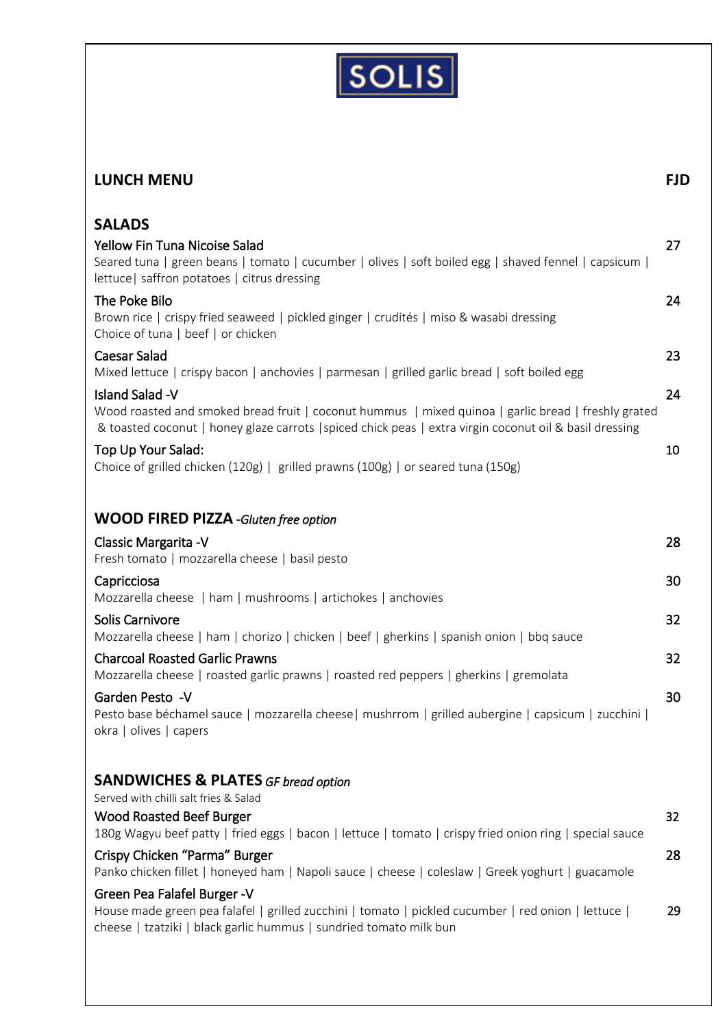# SOLIS

## LUNCH MENU — FJD

### SALADS

**Yellow Fin Tuna Nicoise Salad** — 27
Seared tuna | green beans | tomato | cucumber | olives | soft boiled egg | shaved fennel | capsicum | lettuce| saffron potatoes | citrus dressing

**The Poke Bilo** — 24
Brown rice | crispy fried seaweed | pickled ginger | crudités | miso & wasabi dressing
Choice of tuna | beef | or chicken

**Caesar Salad** — 23
Mixed lettuce | crispy bacon | anchovies | parmesan | grilled garlic bread | soft boiled egg

**Island Salad -V** — 24
Wood roasted and smoked bread fruit | coconut hummus | mixed quinoa | garlic bread | freshly grated & toasted coconut | honey glaze carrots |spiced chick peas | extra virgin coconut oil & basil dressing

**Top Up Your Salad:** — 10
Choice of grilled chicken (120g) | grilled prawns (100g) | or seared tuna (150g)

### WOOD FIRED PIZZA *-Gluten free option*

**Classic Margarita -V** — 28
Fresh tomato | mozzarella cheese | basil pesto

**Capricciosa** — 30
Mozzarella cheese | ham | mushrooms | artichokes | anchovies

**Solis Carnivore** — 32
Mozzarella cheese | ham | chorizo | chicken | beef | gherkins | spanish onion | bbq sauce

**Charcoal Roasted Garlic Prawns** — 32
Mozzarella cheese | roasted garlic prawns | roasted red peppers | gherkins | gremolata

**Garden Pesto -V** — 30
Pesto base béchamel sauce | mozzarella cheese| mushrrom | grilled aubergine | capsicum | zucchini | okra | olives | capers

### SANDWICHES & PLATES *GF bread option*

Served with chilli salt fries & Salad

**Wood Roasted Beef Burger** — 32
180g Wagyu beef patty | fried eggs | bacon | lettuce | tomato | crispy fried onion ring | special sauce

**Crispy Chicken "Parma" Burger** — 28
Panko chicken fillet | honeyed ham | Napoli sauce | cheese | coleslaw | Greek yoghurt | guacamole

**Green Pea Falafel Burger -V** — 29
House made green pea falafel | grilled zucchini | tomato | pickled cucumber | red onion | lettuce | cheese | tzatziki | black garlic hummus | sundried tomato milk bun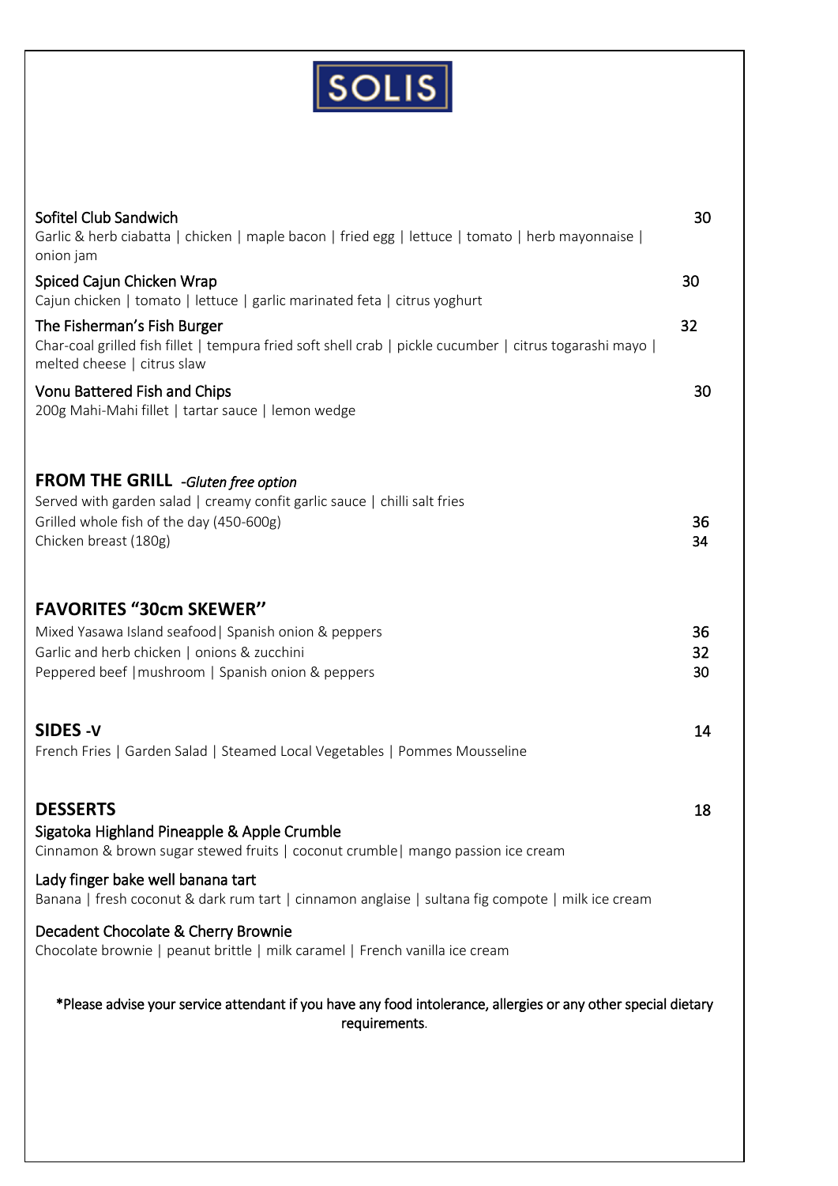# SOLIS

**Sofitel Club Sandwich** 30
Garlic & herb ciabatta | chicken | maple bacon | fried egg | lettuce | tomato | herb mayonnaise | onion jam

**Spiced Cajun Chicken Wrap** 30
Cajun chicken | tomato | lettuce | garlic marinated feta | citrus yoghurt

**The Fisherman's Fish Burger** 32
Char-coal grilled fish fillet | tempura fried soft shell crab | pickle cucumber | citrus togarashi mayo | melted cheese | citrus slaw

**Vonu Battered Fish and Chips** 30
200g Mahi-Mahi fillet | tartar sauce | lemon wedge

## FROM THE GRILL *-Gluten free option*

Served with garden salad | creamy confit garlic sauce | chilli salt fries

Grilled whole fish of the day (450-600g) 36
Chicken breast (180g) 34

## FAVORITES "30cm SKEWER"

Mixed Yasawa Island seafood| Spanish onion & peppers 36
Garlic and herb chicken | onions & zucchini 32
Peppered beef |mushroom | Spanish onion & peppers 30

## SIDES -V 14

French Fries | Garden Salad | Steamed Local Vegetables | Pommes Mousseline

## DESSERTS 18

**Sigatoka Highland Pineapple & Apple Crumble**
Cinnamon & brown sugar stewed fruits | coconut crumble| mango passion ice cream

**Lady finger bake well banana tart**
Banana | fresh coconut & dark rum tart | cinnamon anglaise | sultana fig compote | milk ice cream

**Decadent Chocolate & Cherry Brownie**
Chocolate brownie | peanut brittle | milk caramel | French vanilla ice cream

*Please advise your service attendant if you have any food intolerance, allergies or any other special dietary requirements.